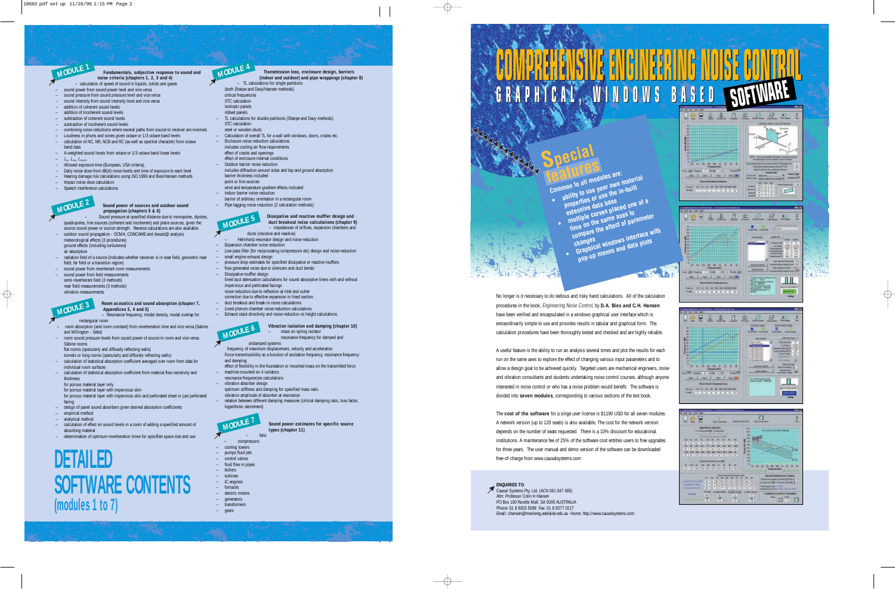# COMPREHENSIVE ENGINEERING NOISE CONTROL

## GRAPHICAL, WINDOWS BASED SOFTWARE

# DETAILED SOFTWARE CONTENTS (modules 1 to 7)

## MODULE 1

**Fundamentals, subjective response to sound and noise criteria (chapters 1, 2, 3 and 4)**

- calculation of speed of sound in liquids, solids and gases
- sound power from sound power level and vice versa
- sound pressure from sound pressure level and vice versa
- sound intensity from sound intensity level and vice versa
- addition of coherent sound levels
- addition of incoherent sound levels
- subtraction of coherent sound levels
- subtraction of incoherent sound levels
- combining noise reductions where several paths from source to receiver are involved.
- Loudness in phons and sones given octave or 1/3 octave band levels
- calculation of NC, NR, NCB and RC (as well as spectral character) from octave band data
- A-weighted sound levels from octave or 1/3 octave band linear levels
- $L_{10}$, $L_{eq}$, $L_{night}$
- Allowed exposure time (European, USA criteria),
- Daily noise dose from dB(A) noise levels and time of exposure to each level
- Hearing damage risk calculations using ISO 1999 and Bies/Hansen methods
- Impact noise dose calculation
- Speech interference calculations

## MODULE 2

**Sound power of sources and outdoor sound propagation (chapters 5 & 6)**

- Sound pressure at specified distance due to monopoles, dipoles, quadrupoles, line sources (coherent and incoherent) and plane sources, given the source sound power or source strength. Reverse calculations are also available.
- outdoor sound propagation - CONCAWE and Aeact@ analysis
  - meteorological effects (3 procedures)
  - ground effects (including turbulence)
  - air absorption
- radiation field of a source (indicates whether observer is in near field, geometric near field, far field or a transition region)
- sound power from reverberant room measurements
- sound power from field measurements
  - semi-reverberant field (3 methods)
  - near field measurements (3 methods)
  - vibration measurements

## MODULE 3

**Room acoustics and sound absorption (chapter 7, Appendices 3, 4 and 5)**

- Resonance frequency, modal density, modal overlap for rectangular room
- room absorption (and room constant) from reverberation time and vice versa (Sabine and Millington - Sette)
- room sound pressure levels from sound power of source in room and vice versa
  - Sabine rooms
  - flat rooms (specularly and diffusely reflecting walls)
  - tunnels or long rooms (specularly and diffusely reflecting walls)
- calculation of statistical absorption coefficient averaged over room from data for individual room surfaces
- calculation of statistical absorption coefficient from material flow resistivity and thickness
  - for porous material layer only
  - for porous material layer with impervious skin
  - for porous material layer with impervious skin and perforated sheet or just perforated facing
- design of panel sound absorbers given desired absorption coefficients
- empirical method
- analytical method
- calculation of effect on sound levels in a room of adding a specified amount of absorbing material
- determination of optimum reverberation times for specified space size and use

## MODULE 4

**Transmission loss, enclosure design, barriers (indoor and outdoor) and pipe wrappings (chapter 8)**

- TL calculations for single partitions (both Sharpe and Davy/Hansen methods)
  - critical frequencies
  - STC calculation
  - isotropic panels
  - ribbed panels
- TL calculations for double partitions (Sharpe and Davy methods)
  - STC calculation
  - steel or wooden studs
- Calculation of overall TL for a wall with windows, doors, cracks etc.
- Enclosure noise reduction calculations
  - includes cooling air flow requirements
  - effect of cracks and openings
  - effect of enclosure internal conditions
- Outdoor barrier noise reduction
  - includes diffraction around sides and top and ground absorption
  - barrier thickness included
  - point or line sources
  - wind and temperature gradient effects included
- Indoor barrier noise reduction
  - barrier of arbitrary orientation in a rectangular room
- Pipe lagging noise reduction (2 calculation methods)

## MODULE 5

**Dissipative and reactive muffler design and duct breakout noise calculations (chapter 9)**

- impedances of orifices, expansion chambers and ducts (resistive and reactive)
- Helmholtz resonator design and noise reduction
- Expansion chamber noise reduction
- Low pass filter (for reciprocating compressors etc) design and noise reduction
- small engine exhaust design
- pressure drop estimates for specified dissipative or reactive mufflers
- flow generated noise due to silencers and duct bends
- Dissipative muffler design
  - lined duct attenuation calculations for sound absorptive liners with and without impervious and perforated facings
  - noise reduction due to reflection at inlet and outlet
  - correction due to effective expansion in lined section
- duct breakout and break-in noise calculations
- Lined plenum chamber noise reduction calculations
- Exhaust stack directivity and noise reduction vs height calculations

## MODULE 6

**Vibration isolation and damping (chapter 10)**

- mass on spring isolator
  - resonance frequency for damped and undamped systems
  - frequency of maximum displacement, velocity and acceleration
  - Force transmissibility as a function of excitation frequency, resonance frequency and damping
  - effect of flexibility in the foundation or mounted mass on the transmitted force
- machine mounted on 4 isolators
  - resonance frequencies calculations
- vibration absorber design
  - optimum stiffness and damping for specified mass ratio
  - vibration amplitude of absorber at resonance
- relation between different damping measures (critical damping ratio, loss factor, logarithmic decrement)

## MODULE 7

**Sound power estimates for specific source types (chapter 11)**

- fans
- compressors
- cooling towers
- pumps fluid jets
- control valves
- fluid flow in pipes
- boilers
- turbines
- IC engines
- furnaces
- electric motors
- generators
- transformers
- gears

## Special features

Common to all modules are:

- ability to use your own material properties or use the in-built extensive data base
- multiple curves placed one at a time on the same axes to compare the effect of parameter changes
- Graphical windows interface with pop-up menus and data plots

No longer is it necessary to do tedious and risky hand calculations. All of the calculation procedures in the book, *Engineering Noise Control*, by **D.A. Bies and C.H. Hansen** have been verified and encapsulated in a windows graphical user interface which is extraordinarily simple to use and provides results in tabular and graphical form. The calculation procedures have been thoroughly tested and checked and are highly reliable.

A useful feature is the ability to run an analysis several times and plot the results for each run on the same axes to explore the effect of changing various input parameters and to allow a design goal to be achieved quickly. Targeted users are mechanical engineers, noise and vibration consultants and students undertaking noise control courses, although anyone interested in noise control or who has a noise problem would benefit. The software is divided into **seven modules**, corresponding to various sections of the text book.

The **cost of the software** for a singe user license is $1190 USD for all seven modules. A network version (up to 120 seats) is also available. The cost for the network version depends on the number of seats requested. There is a 10% discount for educational institutions. A maintenance fee of 25% of the software cost entitles users to free upgrades for three years. The user manual and demo version of the software can be downloaded free-of-charge from www.causalsystems.com

**ENQUIRIES TO:**
Causal Systems Pty. Ltd. (ACN 061 047 685)
Attn: Professor Colin H Hansen
PO Box 100 Rundle Mall, SA 5000 AUSTRALIA
Phone: 61 8 8303 5698 Fax: 61 8 8377 0217
Email: chansen@mecheng.adelaide.edu.au Home: http://www.causalsystems.com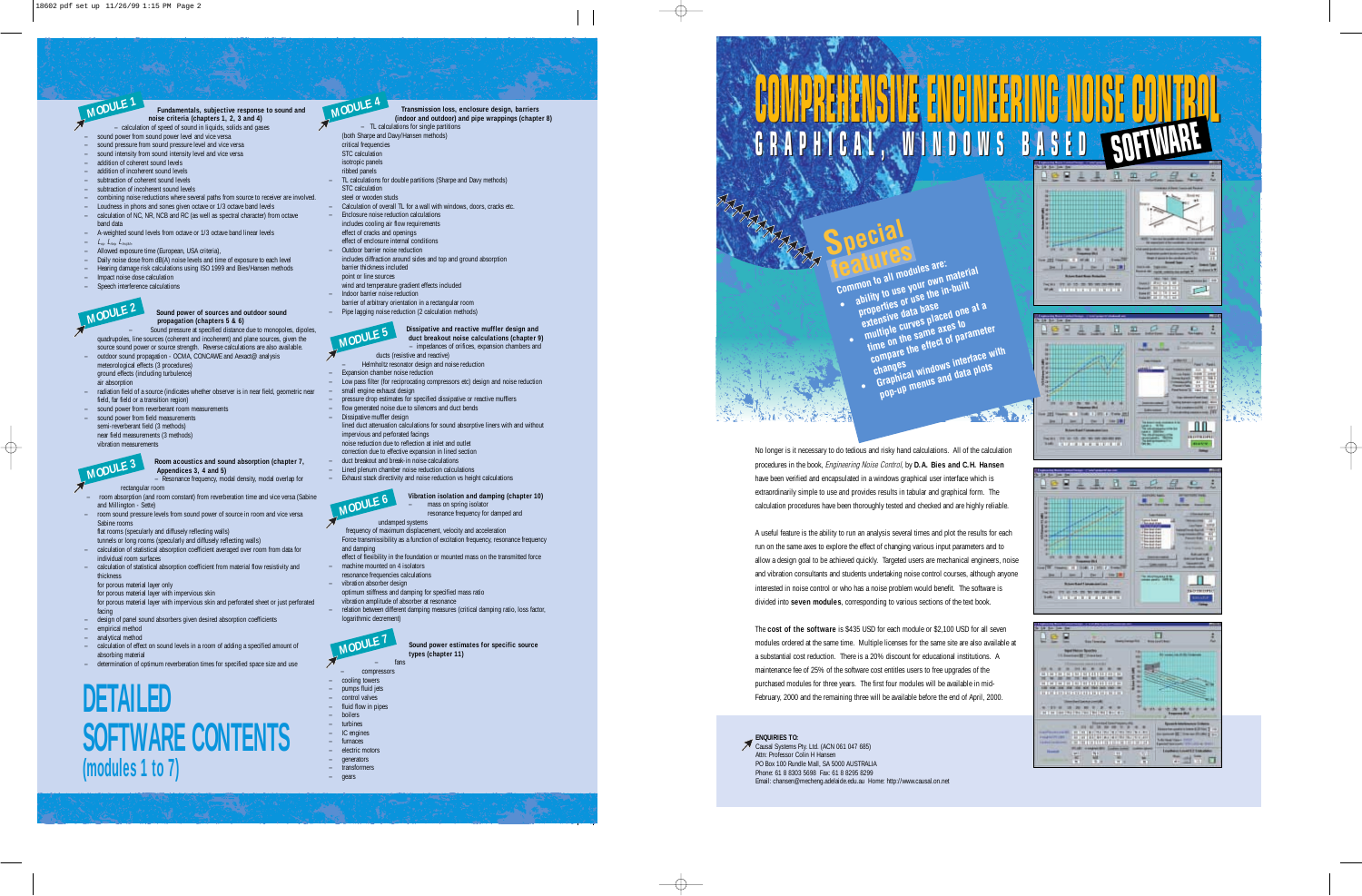# COMPREHENSIVE ENGINEERING NOISE CONTROL

## GRAPHICAL, WINDOWS BASED SOFTWARE

## Special features

**Common to all modules are:**

- ability to use your own material properties or use the in-built extensive data base
- multiple curves placed one at a time on the same axes to compare the effect of parameter changes
- Graphical windows interface with pop-up menus and data plots

No longer is it necessary to do tedious and risky hand calculations. All of the calculation procedures in the book, *Engineering Noise Control*, by **D.A. Bies and C.H. Hansen** have been verified and encapsulated in a windows graphical user interface which is extraordinarily simple to use and provides results in tabular and graphical form. The calculation procedures have been thoroughly tested and checked and are highly reliable.

A useful feature is the ability to run an analysis several times and plot the results for each run on the same axes to explore the effect of changing various input parameters and to allow a design goal to be achieved quickly. Targeted users are mechanical engineers, noise and vibration consultants and students undertaking noise control courses, although anyone interested in noise control or who has a noise problem would benefit. The software is divided into **seven modules**, corresponding to various sections of the text book.

The **cost of the software** is $435 USD for each module or $2,100 USD for all seven modules ordered at the same time. Multiple licenses for the same site are available at a substantial cost reduction. There is a 20% discount for educational institutions. A maintenance fee of 25% of the software cost entitles users to free upgrades of the software is purchased modules for three years. The first four modules will be available in mid-February, 2000 and the remaining three will be available before the end of April, 2000.

**ENQUIRIES TO:**

Causal Systems Pty. Ltd. (ACN 061 047 685)
Attn: Professor Colin H Hansen
PO Box 100 Rundle Mall, SA 5000 AUSTRALIA
Phone: 61 8 8303 5698 Fax: 61 8 8295 8299
Email: chansen@mecheng.adelaide.edu.au Home: http://www.causal.on.net

# DETAILED SOFTWARE CONTENTS (modules 1 to 7)

### MODULE 1 — Fundamentals, subjective response to sound and noise criteria (chapters 1, 2, 3 and 4)

- calculation of speed of sound in liquids, solids and gases
- sound power from sound power level and vice versa
- sound pressure from sound pressure level and vice versa
- sound intensity from sound intensity level and vice versa
- addition of coherent sound levels
- addition of incoherent sound levels
- subtraction of coherent sound levels
- subtraction of incoherent sound levels
- combining noise reductions where several paths from source to receiver are involved.
- Loudness in phons and sones given octave or 1/3 octave band levels
- calculation of NC, NR, NCB and RC (as well as spectral character) from octave band data
- A-weighted sound levels from octave or 1/3 octave band linear levels
- $L_{eq}$, $L_{ex}$, $L_{eq8h}$
- Allowed exposure time (European, USA criteria),
- Daily noise dose from dB(A) noise levels and time of exposure to each level
- Hearing damage risk calculations using ISO 1999 and Bies/Hansen methods
- Impact noise dose calculation
- Speech interference calculations

### MODULE 2 — Sound power of sources and outdoor sound propagation (chapters 5 & 6)

- Sound pressure at specified distance due to monopoles, dipoles, quadrupoles, line sources (coherent and incoherent) and plane sources, given the source sound power or source strength. Reverse calculations are also available.
- outdoor sound propagation - CCMA, CONCAWE and Aeaact@ analysis
  - meteorological effects (3 procedures)
  - ground effects (including turbulence)
  - air absorption
- radiation field of a source (indicates whether observer is in near field, geometric near field, far field or a transition region)
- sound power from reverberant room measurements
- sound power from field measurements
  - semi-reverberant field (3 methods)
  - near field measurements (3 methods)
  - vibration measurements

### MODULE 3 — Room acoustics and sound absorption (chapter 7, Appendices 3, 4 and 5)

- Resonance frequency, modal density, modal overlap for rectangular room
- room absorption (and room constant) from reverberation time and vice versa (Sabine and Millington - Sette)
- room sound pressure levels from sound power of source in room and vice versa
  - Sabine rooms
  - flat rooms (specularly and diffusely reflecting walls)
  - tunnels or long rooms (specularly and diffusely reflecting walls)
- calculation of statistical absorption coefficient averaged over room from data for individual room surfaces
- calculation of statistical absorption coefficient from material flow resistivity and thickness
  - for porous material layer only
  - for porous material layer with impervious skin
  - for porous material layer with impervious skin and perforated sheet or just perforated facing
- design of panel sound absorbers given desired absorption coefficients
- empirical method
- analytical method
- calculation of effect on sound levels in a room of adding a specified amount of absorbing material
- determination of optimum reverberation times for specified space size and use

### MODULE 4 — Transmission loss, enclosure design, barriers (indoor and outdoor) and pipe wrappings (chapter 8)

- TL calculations for single partitions (both Sharpe and Davy/Hansen methods)
  - critical frequencies
  - STC calculation
  - isotropic panels
  - ribbed panels
- TL calculations for double partitions (Sharpe and Davy methods)
  - STC calculation
  - steel or wooden studs
- Calculation of overall TL for a wall with windows, doors, cracks etc.
- Enclosure noise reduction calculations
  - includes cooling air flow requirements
  - effect of cracks and openings
  - effect of enclosure internal conditions
- Outdoor barrier noise reduction
  - includes diffraction around sides and top and ground absorption
  - barrier thickness included
  - point or line sources
  - wind and temperature gradient effects included
- Indoor barrier noise reduction
  - barrier of arbitrary orientation in a rectangular room
- Pipe lagging noise reduction (2 calculation methods)

### MODULE 5 — Dissipative and reactive muffler design and duct breakout noise calculations (chapter 9)

- impedances of orifices, expansion chambers and ducts (resistive and reactive)
- Helmholtz resonator design and noise reduction
- Expansion chamber noise reduction
- Low pass filter (for reciprocating compressors etc) design and noise reduction
- small engine exhaust design
- pressure drop estimates for specified dissipative or reactive mufflers
- flow generated noise due to silencers and duct bends
- Dissipative muffler design
  - lined duct attenuation calculations for sound absorptive liners with and without impervious and perforated facings
  - noise reduction due to reflection at inlet and outlet
  - correction due to effective expansion in lined section
- duct breakout and break-in noise calculations
- Lined plenum chamber noise reduction calculations
- Exhaust stack directivity and noise reduction vs height calculations

### MODULE 6 — Vibration isolation and damping (chapter 10)

- mass on spring isolator
  - resonance frequency for damped and undamped systems
  - frequency of maximum displacement, velocity and acceleration
  - Force transmissibility as a function of excitation frequency, resonance frequency and damping
  - effect of flexibility in the foundation or mounted mass on the transmitted force
- machine mounted on 4 isolators
  - resonance frequencies calculations
- vibration absorber design
  - optimum stiffness and damping for specified mass ratio
  - vibration amplitude of absorber at resonance
- relation between different damping measures (critical damping ratio, loss factor, logarithmic decrement)

### MODULE 7 — Sound power estimates for specific source types (chapter 11)

- fans
- compressors
- cooling towers
- pumps fluid jets
- control valves
- fluid flow in pipes
- boilers
- turbines
- IC engines
- furnaces
- electric motors
- generators
- transformers
- gears